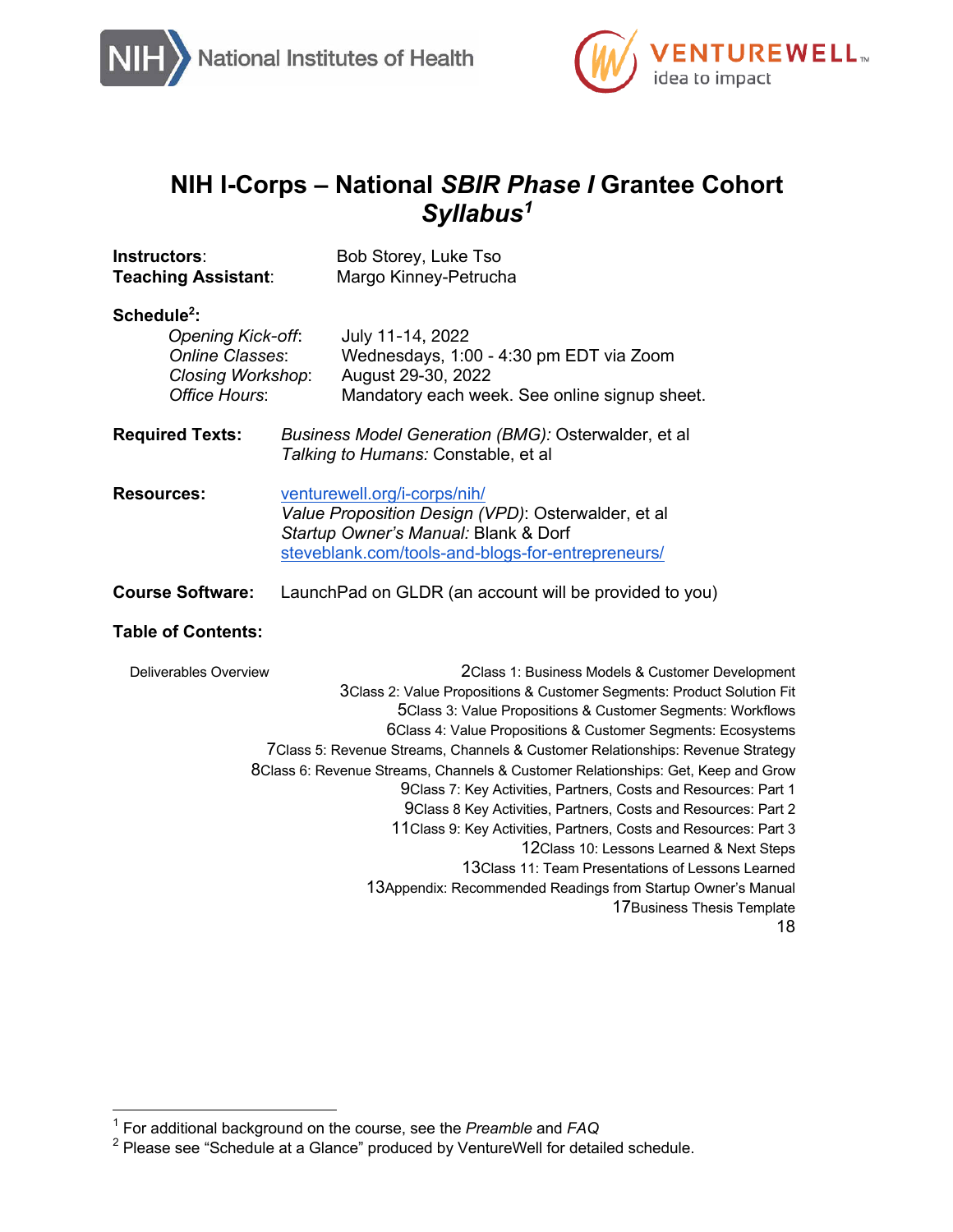# NIH I-Corps – National *SBIR Phase I* Grantee Cohort *Syllabus*[1]

**Instructors**: Bob Storey, Luke Tso
**Teaching Assistant**: Margo Kinney-Petrucha

**Schedule**[2]**:**

*Opening Kick-off*: July 11-14, 2022
*Online Classes*: Wednesdays, 1:00 - 4:30 pm EDT via Zoom
*Closing Workshop*: August 29-30, 2022
*Office Hours*: Mandatory each week. See online signup sheet.

**Required Texts:** *Business Model Generation (BMG):* Osterwalder, et al
*Talking to Humans:* Constable, et al

**Resources:** venturewell.org/i-corps/nih/
*Value Proposition Design (VPD)*: Osterwalder, et al
*Startup Owner's Manual:* Blank & Dorf
steveblank.com/tools-and-blogs-for-entrepreneurs/

**Course Software:** LaunchPad on GLDR (an account will be provided to you)

**Table of Contents:**

Deliverables Overview 2
Class 1: Business Models & Customer Development 3
Class 2: Value Propositions & Customer Segments: Product Solution Fit 5
Class 3: Value Propositions & Customer Segments: Workflows 6
Class 4: Value Propositions & Customer Segments: Ecosystems 7
Class 5: Revenue Streams, Channels & Customer Relationships: Revenue Strategy 8
Class 6: Revenue Streams, Channels & Customer Relationships: Get, Keep and Grow 9
Class 7: Key Activities, Partners, Costs and Resources: Part 1 9
Class 8 Key Activities, Partners, Costs and Resources: Part 2 11
Class 9: Key Activities, Partners, Costs and Resources: Part 3 12
Class 10: Lessons Learned & Next Steps 13
Class 11: Team Presentations of Lessons Learned 13
Appendix: Recommended Readings from Startup Owner's Manual 17
Business Thesis Template 18

---

[1] For additional background on the course, see the *Preamble* and *FAQ*
[2] Please see "Schedule at a Glance" produced by VentureWell for detailed schedule.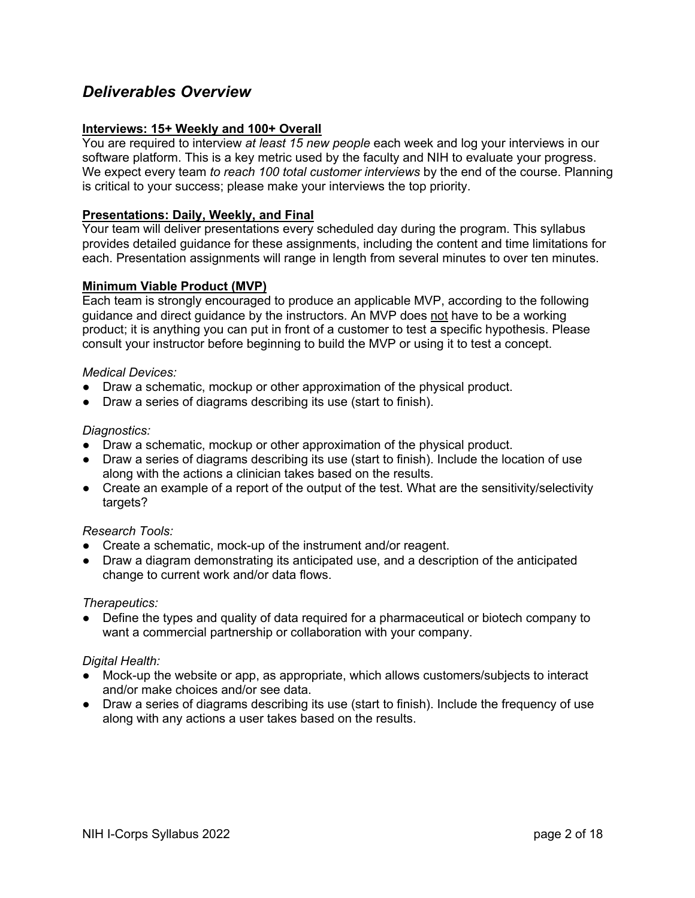## *Deliverables Overview*

**Interviews: 15+ Weekly and 100+ Overall**

You are required to interview *at least 15 new people* each week and log your interviews in our software platform. This is a key metric used by the faculty and NIH to evaluate your progress. We expect every team *to reach 100 total customer interviews* by the end of the course. Planning is critical to your success; please make your interviews the top priority.

**Presentations: Daily, Weekly, and Final**

Your team will deliver presentations every scheduled day during the program. This syllabus provides detailed guidance for these assignments, including the content and time limitations for each. Presentation assignments will range in length from several minutes to over ten minutes.

**Minimum Viable Product (MVP)**

Each team is strongly encouraged to produce an applicable MVP, according to the following guidance and direct guidance by the instructors. An MVP does not have to be a working product; it is anything you can put in front of a customer to test a specific hypothesis. Please consult your instructor before beginning to build the MVP or using it to test a concept.

*Medical Devices:*

- Draw a schematic, mockup or other approximation of the physical product.
- Draw a series of diagrams describing its use (start to finish).

*Diagnostics:*

- Draw a schematic, mockup or other approximation of the physical product.
- Draw a series of diagrams describing its use (start to finish). Include the location of use along with the actions a clinician takes based on the results.
- Create an example of a report of the output of the test. What are the sensitivity/selectivity targets?

*Research Tools:*

- Create a schematic, mock-up of the instrument and/or reagent.
- Draw a diagram demonstrating its anticipated use, and a description of the anticipated change to current work and/or data flows.

*Therapeutics:*

- Define the types and quality of data required for a pharmaceutical or biotech company to want a commercial partnership or collaboration with your company.

*Digital Health:*

- Mock-up the website or app, as appropriate, which allows customers/subjects to interact and/or make choices and/or see data.
- Draw a series of diagrams describing its use (start to finish). Include the frequency of use along with any actions a user takes based on the results.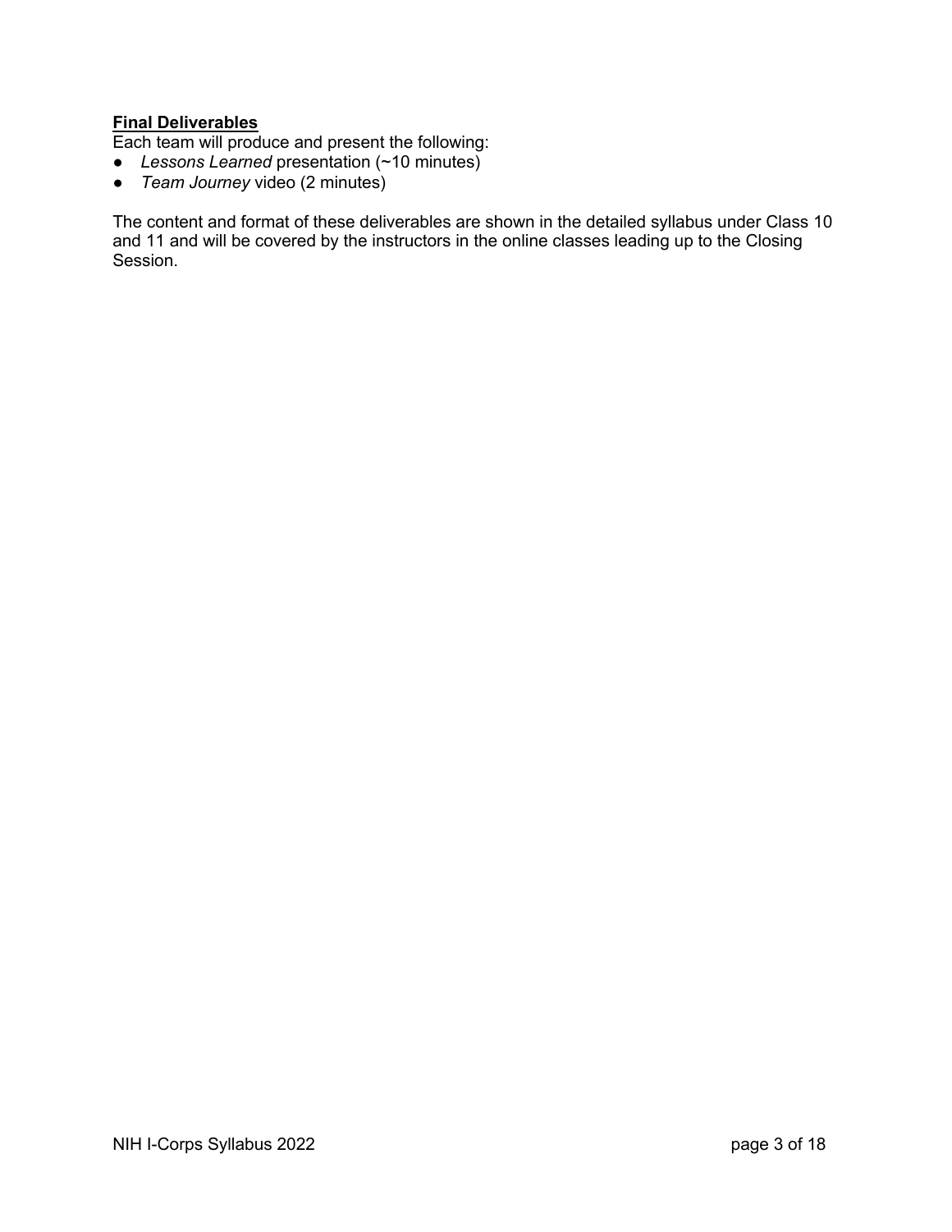**Final Deliverables**

Each team will produce and present the following:

- *Lessons Learned* presentation (~10 minutes)
- *Team Journey* video (2 minutes)

The content and format of these deliverables are shown in the detailed syllabus under Class 10 and 11 and will be covered by the instructors in the online classes leading up to the Closing Session.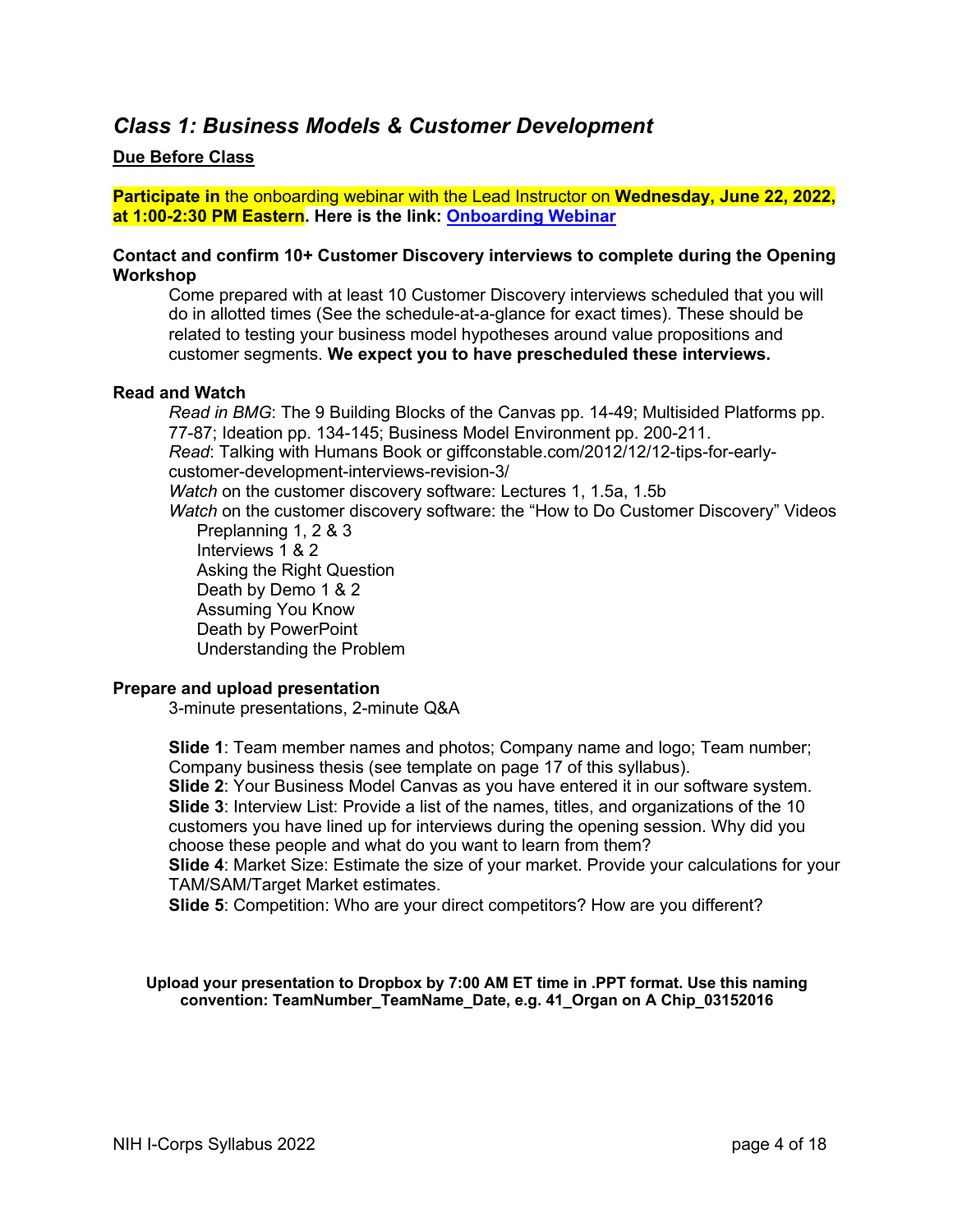## *Class 1: Business Models & Customer Development*

**Due Before Class**

**Participate in** the onboarding webinar with the Lead Instructor on **Wednesday, June 22, 2022, at 1:00-2:30 PM Eastern**. **Here is the link: Onboarding Webinar**

**Contact and confirm 10+ Customer Discovery interviews to complete during the Opening Workshop**

Come prepared with at least 10 Customer Discovery interviews scheduled that you will do in allotted times (See the schedule-at-a-glance for exact times). These should be related to testing your business model hypotheses around value propositions and customer segments. **We expect you to have prescheduled these interviews.**

**Read and Watch**

*Read in BMG*: The 9 Building Blocks of the Canvas pp. 14-49; Multisided Platforms pp. 77-87; Ideation pp. 134-145; Business Model Environment pp. 200-211.
*Read*: Talking with Humans Book or giffconstable.com/2012/12/12-tips-for-early-customer-development-interviews-revision-3/
*Watch* on the customer discovery software: Lectures 1, 1.5a, 1.5b
*Watch* on the customer discovery software: the "How to Do Customer Discovery" Videos

- Preplanning 1, 2 & 3
- Interviews 1 & 2
- Asking the Right Question
- Death by Demo 1 & 2
- Assuming You Know
- Death by PowerPoint
- Understanding the Problem

**Prepare and upload presentation**

3-minute presentations, 2-minute Q&A

**Slide 1**: Team member names and photos; Company name and logo; Team number; Company business thesis (see template on page 17 of this syllabus).
**Slide 2**: Your Business Model Canvas as you have entered it in our software system.
**Slide 3**: Interview List: Provide a list of the names, titles, and organizations of the 10 customers you have lined up for interviews during the opening session. Why did you choose these people and what do you want to learn from them?
**Slide 4**: Market Size: Estimate the size of your market. Provide your calculations for your TAM/SAM/Target Market estimates.
**Slide 5**: Competition: Who are your direct competitors? How are you different?

**Upload your presentation to Dropbox by 7:00 AM ET time in .PPT format. Use this naming convention: TeamNumber_TeamName_Date, e.g. 41_Organ on A Chip_03152016**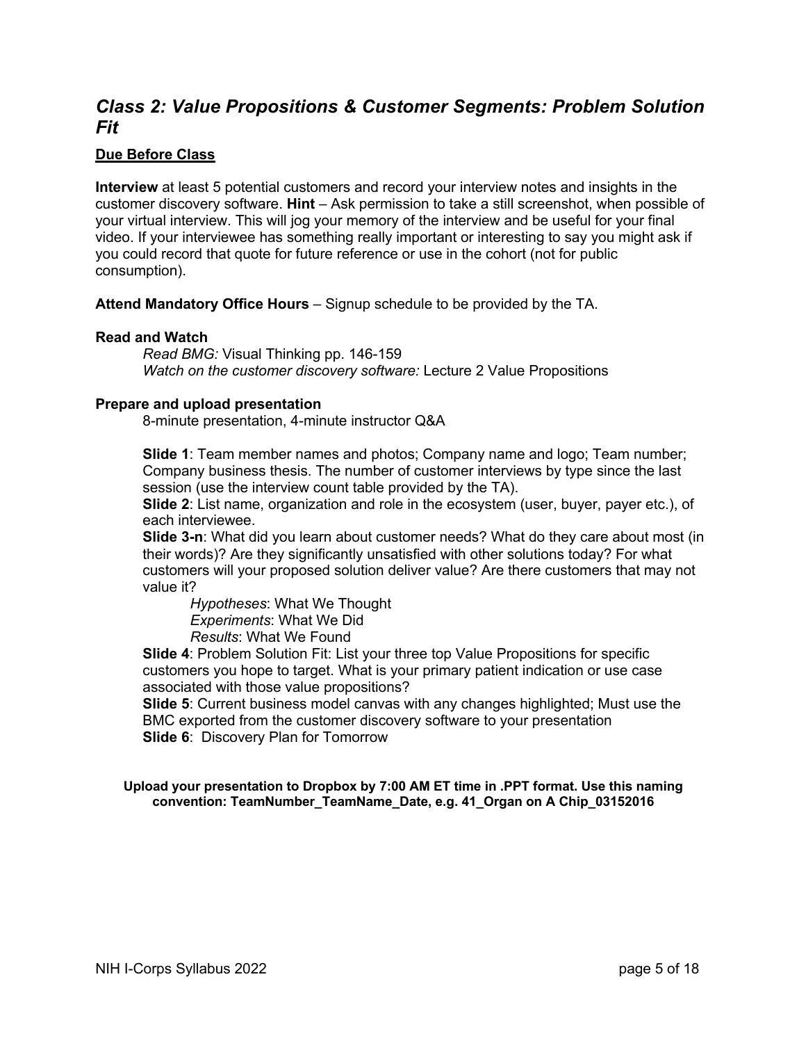## *Class 2: Value Propositions & Customer Segments: Problem Solution Fit*

**Due Before Class**

**Interview** at least 5 potential customers and record your interview notes and insights in the customer discovery software. **Hint** – Ask permission to take a still screenshot, when possible of your virtual interview. This will jog your memory of the interview and be useful for your final video. If your interviewee has something really important or interesting to say you might ask if you could record that quote for future reference or use in the cohort (not for public consumption).

**Attend Mandatory Office Hours** – Signup schedule to be provided by the TA.

**Read and Watch**

*Read BMG:* Visual Thinking pp. 146-159
*Watch on the customer discovery software:* Lecture 2 Value Propositions

**Prepare and upload presentation**

8-minute presentation, 4-minute instructor Q&A

**Slide 1**: Team member names and photos; Company name and logo; Team number; Company business thesis. The number of customer interviews by type since the last session (use the interview count table provided by the TA).
**Slide 2**: List name, organization and role in the ecosystem (user, buyer, payer etc.), of each interviewee.
**Slide 3-n**: What did you learn about customer needs? What do they care about most (in their words)? Are they significantly unsatisfied with other solutions today? For what customers will your proposed solution deliver value? Are there customers that may not value it?

*Hypotheses*: What We Thought
*Experiments*: What We Did
*Results*: What We Found

**Slide 4**: Problem Solution Fit: List your three top Value Propositions for specific customers you hope to target. What is your primary patient indication or use case associated with those value propositions?
**Slide 5**: Current business model canvas with any changes highlighted; Must use the BMC exported from the customer discovery software to your presentation
**Slide 6**: Discovery Plan for Tomorrow

**Upload your presentation to Dropbox by 7:00 AM ET time in .PPT format. Use this naming convention: TeamNumber_TeamName_Date, e.g. 41_Organ on A Chip_03152016**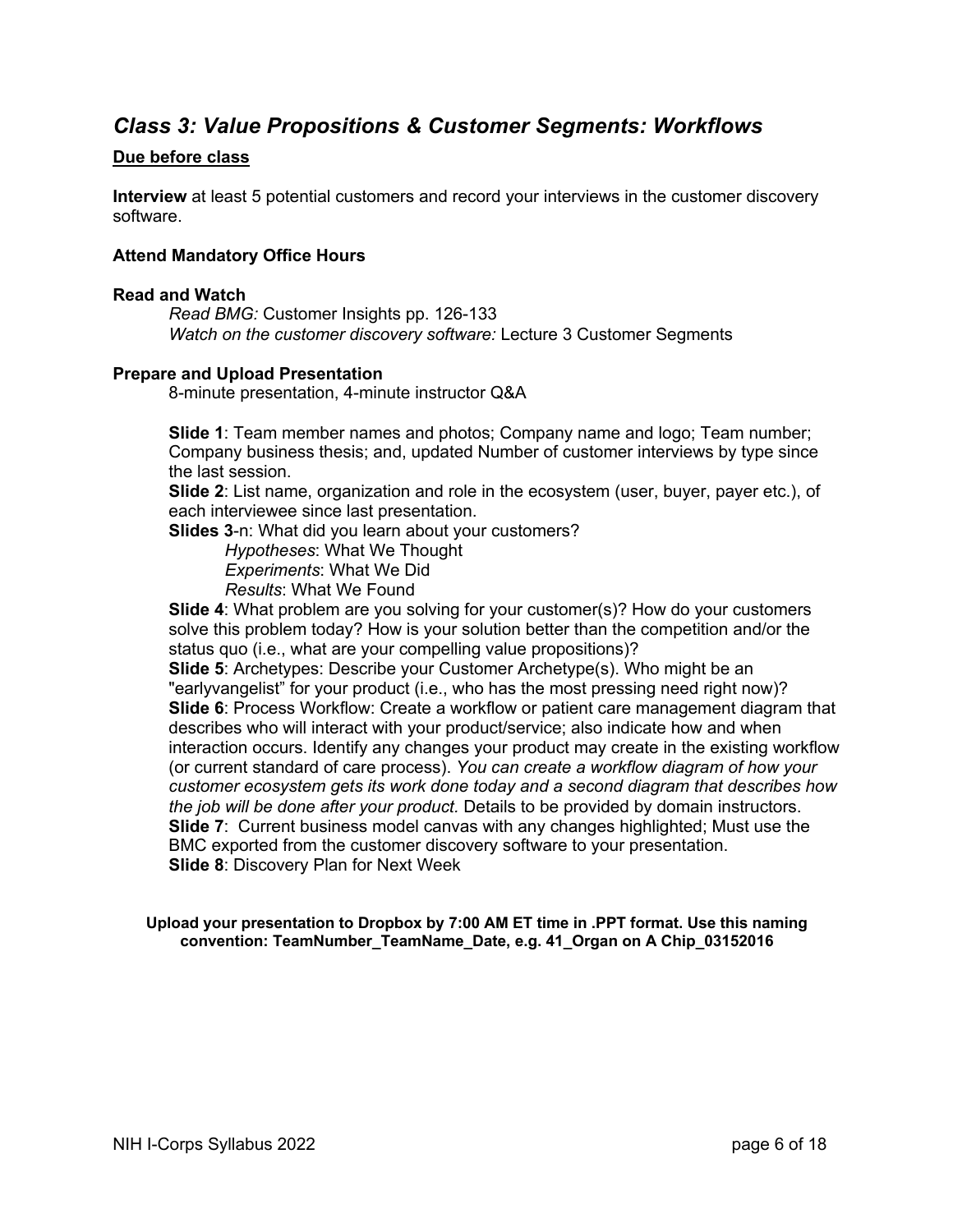## *Class 3: Value Propositions & Customer Segments: Workflows*

**Due before class**

**Interview** at least 5 potential customers and record your interviews in the customer discovery software.

**Attend Mandatory Office Hours**

**Read and Watch**

*Read BMG:* Customer Insights pp. 126-133
*Watch on the customer discovery software:* Lecture 3 Customer Segments

**Prepare and Upload Presentation**

8-minute presentation, 4-minute instructor Q&A

**Slide 1**: Team member names and photos; Company name and logo; Team number; Company business thesis; and, updated Number of customer interviews by type since the last session.
**Slide 2**: List name, organization and role in the ecosystem (user, buyer, payer etc.), of each interviewee since last presentation.
**Slides 3**-n: What did you learn about your customers?

*Hypotheses*: What We Thought
*Experiments*: What We Did
*Results*: What We Found

**Slide 4**: What problem are you solving for your customer(s)? How do your customers solve this problem today? How is your solution better than the competition and/or the status quo (i.e., what are your compelling value propositions)?
**Slide 5**: Archetypes: Describe your Customer Archetype(s). Who might be an "earlyvangelist" for your product (i.e., who has the most pressing need right now)?
**Slide 6**: Process Workflow: Create a workflow or patient care management diagram that describes who will interact with your product/service; also indicate how and when interaction occurs. Identify any changes your product may create in the existing workflow (or current standard of care process). *You can create a workflow diagram of how your customer ecosystem gets its work done today and a second diagram that describes how the job will be done after your product.* Details to be provided by domain instructors.
**Slide 7**: Current business model canvas with any changes highlighted; Must use the BMC exported from the customer discovery software to your presentation.
**Slide 8**: Discovery Plan for Next Week

**Upload your presentation to Dropbox by 7:00 AM ET time in .PPT format. Use this naming convention: TeamNumber_TeamName_Date, e.g. 41_Organ on A Chip_03152016**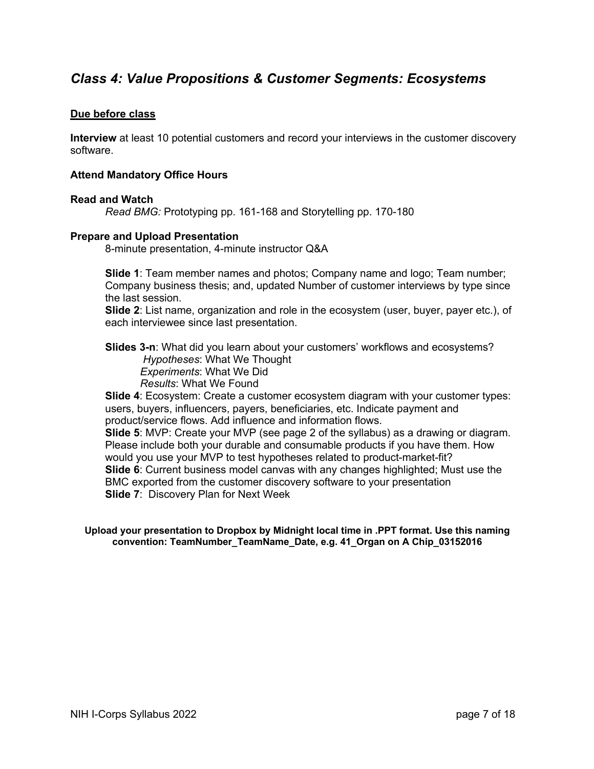## *Class 4: Value Propositions & Customer Segments: Ecosystems*

**Due before class**

**Interview** at least 10 potential customers and record your interviews in the customer discovery software.

**Attend Mandatory Office Hours**

**Read and Watch**

*Read BMG:* Prototyping pp. 161-168 and Storytelling pp. 170-180

**Prepare and Upload Presentation**

8-minute presentation, 4-minute instructor Q&A

**Slide 1**: Team member names and photos; Company name and logo; Team number; Company business thesis; and, updated Number of customer interviews by type since the last session.
**Slide 2**: List name, organization and role in the ecosystem (user, buyer, payer etc.), of each interviewee since last presentation.

**Slides 3-n**: What did you learn about your customers' workflows and ecosystems?
*Hypotheses*: What We Thought
*Experiments*: What We Did
*Results*: What We Found
**Slide 4**: Ecosystem: Create a customer ecosystem diagram with your customer types: users, buyers, influencers, payers, beneficiaries, etc. Indicate payment and product/service flows. Add influence and information flows.
**Slide 5**: MVP: Create your MVP (see page 2 of the syllabus) as a drawing or diagram. Please include both your durable and consumable products if you have them. How would you use your MVP to test hypotheses related to product-market-fit?
**Slide 6**: Current business model canvas with any changes highlighted; Must use the BMC exported from the customer discovery software to your presentation
**Slide 7**: Discovery Plan for Next Week

**Upload your presentation to Dropbox by Midnight local time in .PPT format. Use this naming convention: TeamNumber_TeamName_Date, e.g. 41_Organ on A Chip_03152016**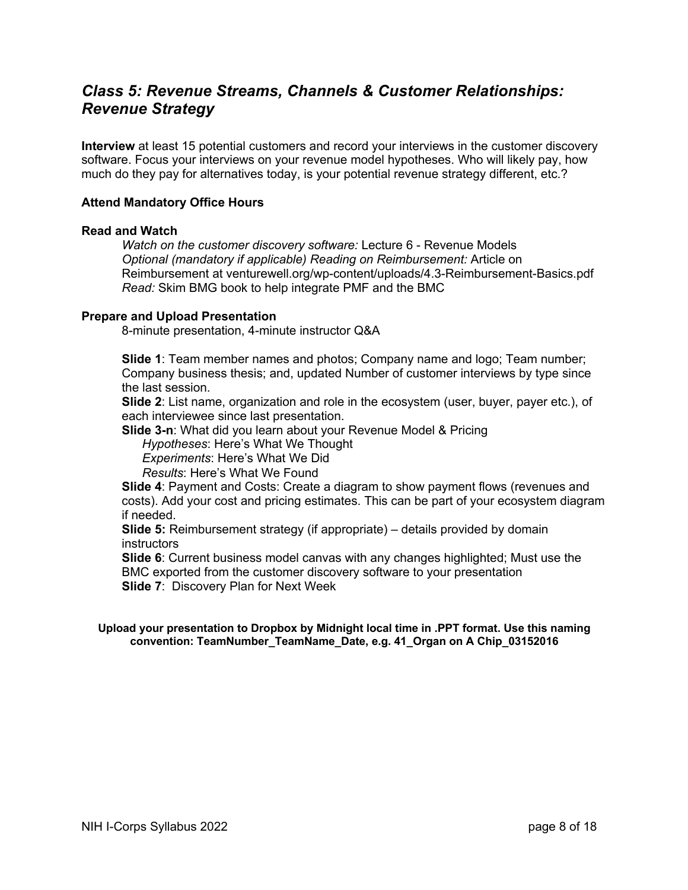## *Class 5: Revenue Streams, Channels & Customer Relationships: Revenue Strategy*

**Interview** at least 15 potential customers and record your interviews in the customer discovery software. Focus your interviews on your revenue model hypotheses. Who will likely pay, how much do they pay for alternatives today, is your potential revenue strategy different, etc.?

**Attend Mandatory Office Hours**

**Read and Watch**

*Watch on the customer discovery software:* Lecture 6 - Revenue Models
*Optional (mandatory if applicable) Reading on Reimbursement:* Article on Reimbursement at venturewell.org/wp-content/uploads/4.3-Reimbursement-Basics.pdf
*Read:* Skim BMG book to help integrate PMF and the BMC

**Prepare and Upload Presentation**

8-minute presentation, 4-minute instructor Q&A

**Slide 1**: Team member names and photos; Company name and logo; Team number; Company business thesis; and, updated Number of customer interviews by type since the last session.
**Slide 2**: List name, organization and role in the ecosystem (user, buyer, payer etc.), of each interviewee since last presentation.
**Slide 3-n**: What did you learn about your Revenue Model & Pricing
*Hypotheses*: Here's What We Thought
*Experiments*: Here's What We Did
*Results*: Here's What We Found
**Slide 4**: Payment and Costs: Create a diagram to show payment flows (revenues and costs). Add your cost and pricing estimates. This can be part of your ecosystem diagram if needed.
**Slide 5:** Reimbursement strategy (if appropriate) – details provided by domain instructors
**Slide 6**: Current business model canvas with any changes highlighted; Must use the BMC exported from the customer discovery software to your presentation
**Slide 7**: Discovery Plan for Next Week

**Upload your presentation to Dropbox by Midnight local time in .PPT format. Use this naming convention: TeamNumber_TeamName_Date, e.g. 41_Organ on A Chip_03152016**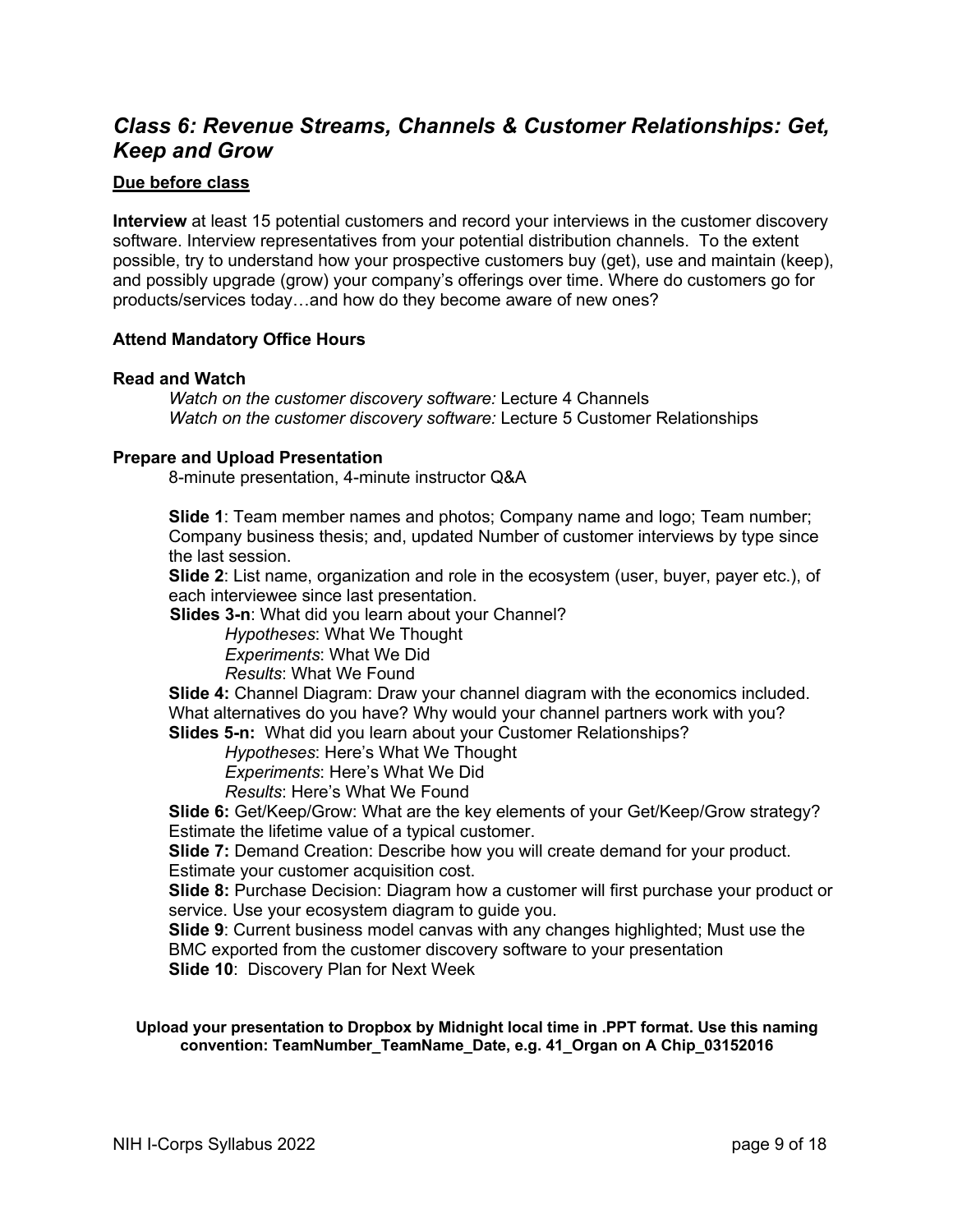## *Class 6: Revenue Streams, Channels & Customer Relationships: Get, Keep and Grow*

**Due before class**

**Interview** at least 15 potential customers and record your interviews in the customer discovery software. Interview representatives from your potential distribution channels. To the extent possible, try to understand how your prospective customers buy (get), use and maintain (keep), and possibly upgrade (grow) your company's offerings over time. Where do customers go for products/services today…and how do they become aware of new ones?

**Attend Mandatory Office Hours**

**Read and Watch**

*Watch on the customer discovery software:* Lecture 4 Channels
*Watch on the customer discovery software:* Lecture 5 Customer Relationships

**Prepare and Upload Presentation**

8-minute presentation, 4-minute instructor Q&A

**Slide 1**: Team member names and photos; Company name and logo; Team number; Company business thesis; and, updated Number of customer interviews by type since the last session.
**Slide 2**: List name, organization and role in the ecosystem (user, buyer, payer etc.), of each interviewee since last presentation.
**Slides 3-n**: What did you learn about your Channel?
*Hypotheses*: What We Thought
*Experiments*: What We Did
*Results*: What We Found
**Slide 4:** Channel Diagram: Draw your channel diagram with the economics included. What alternatives do you have? Why would your channel partners work with you?
**Slides 5-n:** What did you learn about your Customer Relationships?
*Hypotheses*: Here's What We Thought
*Experiments*: Here's What We Did
*Results*: Here's What We Found
**Slide 6:** Get/Keep/Grow: What are the key elements of your Get/Keep/Grow strategy? Estimate the lifetime value of a typical customer.
**Slide 7:** Demand Creation: Describe how you will create demand for your product. Estimate your customer acquisition cost.
**Slide 8:** Purchase Decision: Diagram how a customer will first purchase your product or service. Use your ecosystem diagram to guide you.
**Slide 9**: Current business model canvas with any changes highlighted; Must use the BMC exported from the customer discovery software to your presentation
**Slide 10**: Discovery Plan for Next Week

**Upload your presentation to Dropbox by Midnight local time in .PPT format. Use this naming convention: TeamNumber_TeamName_Date, e.g. 41_Organ on A Chip_03152016**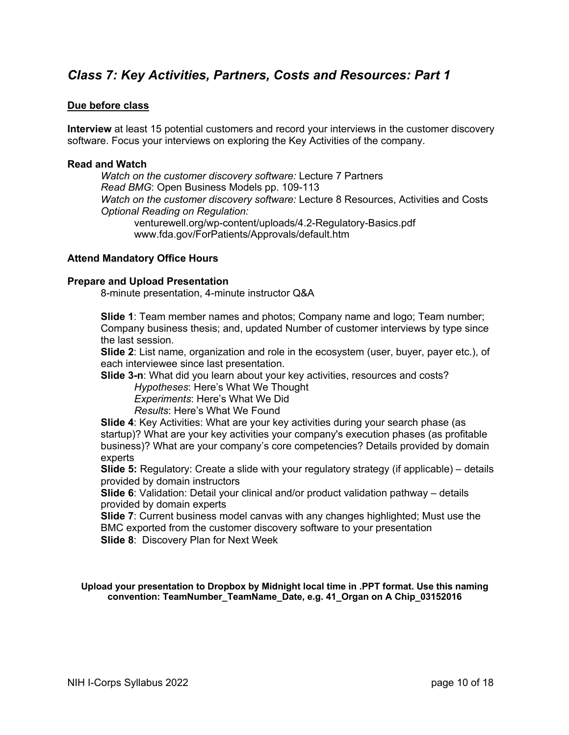## *Class 7: Key Activities, Partners, Costs and Resources: Part 1*

**Due before class**

**Interview** at least 15 potential customers and record your interviews in the customer discovery software. Focus your interviews on exploring the Key Activities of the company.

**Read and Watch**

*Watch on the customer discovery software:* Lecture 7 Partners
*Read BMG*: Open Business Models pp. 109-113
*Watch on the customer discovery software:* Lecture 8 Resources, Activities and Costs
*Optional Reading on Regulation:*
venturewell.org/wp-content/uploads/4.2-Regulatory-Basics.pdf
www.fda.gov/ForPatients/Approvals/default.htm

**Attend Mandatory Office Hours**

**Prepare and Upload Presentation**

8-minute presentation, 4-minute instructor Q&A

**Slide 1**: Team member names and photos; Company name and logo; Team number; Company business thesis; and, updated Number of customer interviews by type since the last session.
**Slide 2**: List name, organization and role in the ecosystem (user, buyer, payer etc.), of each interviewee since last presentation.
**Slide 3-n**: What did you learn about your key activities, resources and costs?
*Hypotheses*: Here's What We Thought
*Experiments*: Here's What We Did
*Results*: Here's What We Found
**Slide 4**: Key Activities: What are your key activities during your search phase (as startup)? What are your key activities your company's execution phases (as profitable business)? What are your company's core competencies? Details provided by domain experts
**Slide 5:** Regulatory: Create a slide with your regulatory strategy (if applicable) – details provided by domain instructors
**Slide 6**: Validation: Detail your clinical and/or product validation pathway – details provided by domain experts
**Slide 7**: Current business model canvas with any changes highlighted; Must use the BMC exported from the customer discovery software to your presentation
**Slide 8**: Discovery Plan for Next Week

**Upload your presentation to Dropbox by Midnight local time in .PPT format. Use this naming convention: TeamNumber_TeamName_Date, e.g. 41_Organ on A Chip_03152016**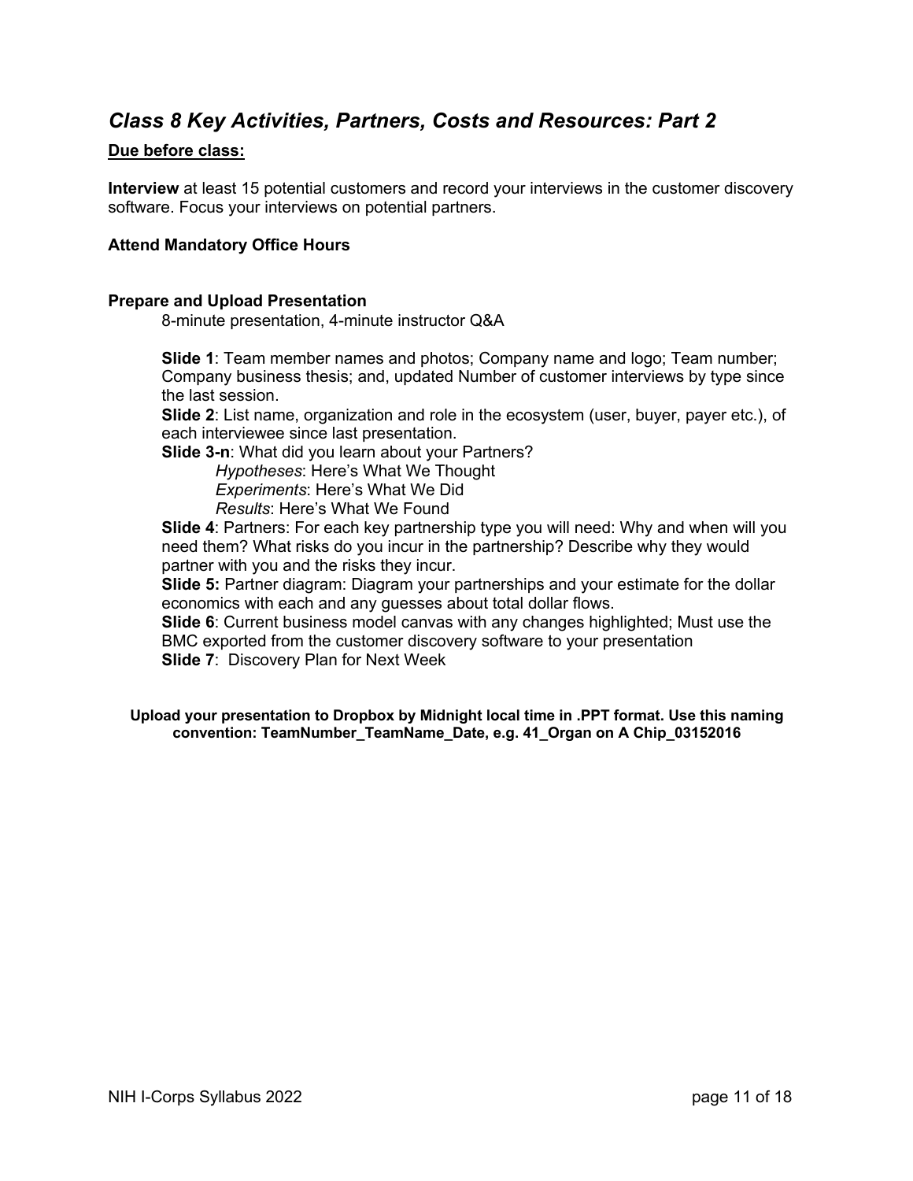## *Class 8 Key Activities, Partners, Costs and Resources: Part 2*

**Due before class:**

**Interview** at least 15 potential customers and record your interviews in the customer discovery software. Focus your interviews on potential partners.

**Attend Mandatory Office Hours**

**Prepare and Upload Presentation**

8-minute presentation, 4-minute instructor Q&A

**Slide 1**: Team member names and photos; Company name and logo; Team number; Company business thesis; and, updated Number of customer interviews by type since the last session.

**Slide 2**: List name, organization and role in the ecosystem (user, buyer, payer etc.), of each interviewee since last presentation.

**Slide 3-n**: What did you learn about your Partners?

*Hypotheses*: Here's What We Thought

*Experiments*: Here's What We Did

*Results*: Here's What We Found

**Slide 4**: Partners: For each key partnership type you will need: Why and when will you need them? What risks do you incur in the partnership? Describe why they would partner with you and the risks they incur.

**Slide 5:** Partner diagram: Diagram your partnerships and your estimate for the dollar economics with each and any guesses about total dollar flows.

**Slide 6**: Current business model canvas with any changes highlighted; Must use the BMC exported from the customer discovery software to your presentation

**Slide 7**: Discovery Plan for Next Week

**Upload your presentation to Dropbox by Midnight local time in .PPT format. Use this naming convention: TeamNumber_TeamName_Date, e.g. 41_Organ on A Chip_03152016**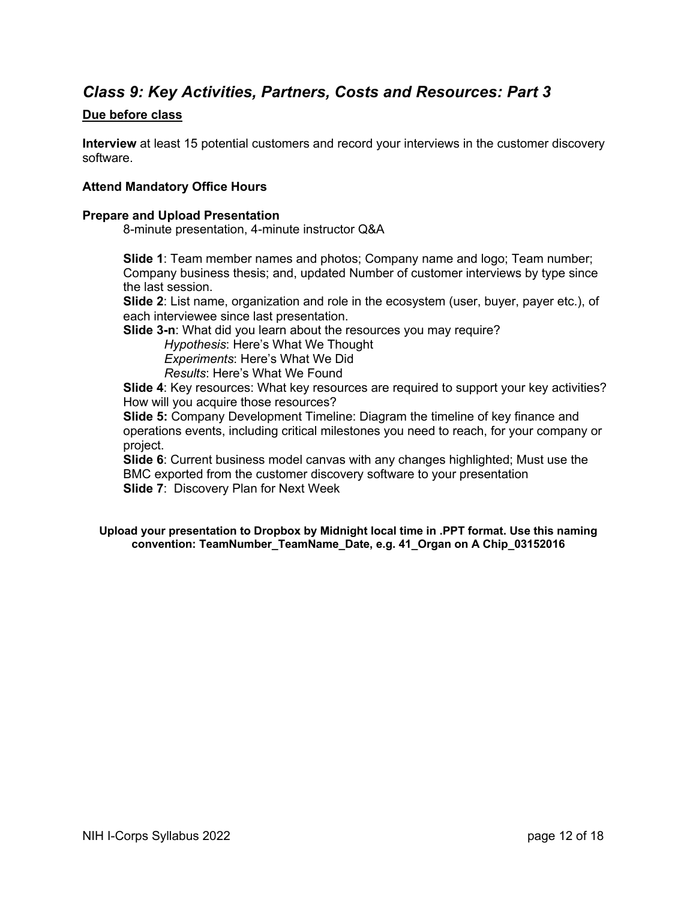## *Class 9: Key Activities, Partners, Costs and Resources: Part 3*

**<u>Due before class</u>**

**Interview** at least 15 potential customers and record your interviews in the customer discovery software.

**Attend Mandatory Office Hours**

**Prepare and Upload Presentation**

8-minute presentation, 4-minute instructor Q&A

**Slide 1**: Team member names and photos; Company name and logo; Team number; Company business thesis; and, updated Number of customer interviews by type since the last session.
**Slide 2**: List name, organization and role in the ecosystem (user, buyer, payer etc.), of each interviewee since last presentation.
**Slide 3-n**: What did you learn about the resources you may require?
*Hypothesis*: Here's What We Thought
*Experiments*: Here's What We Did
*Results*: Here's What We Found
**Slide 4**: Key resources: What key resources are required to support your key activities? How will you acquire those resources?
**Slide 5:** Company Development Timeline: Diagram the timeline of key finance and operations events, including critical milestones you need to reach, for your company or project.
**Slide 6**: Current business model canvas with any changes highlighted; Must use the BMC exported from the customer discovery software to your presentation
**Slide 7**: Discovery Plan for Next Week

**Upload your presentation to Dropbox by Midnight local time in .PPT format. Use this naming convention: TeamNumber_TeamName_Date, e.g. 41_Organ on A Chip_03152016**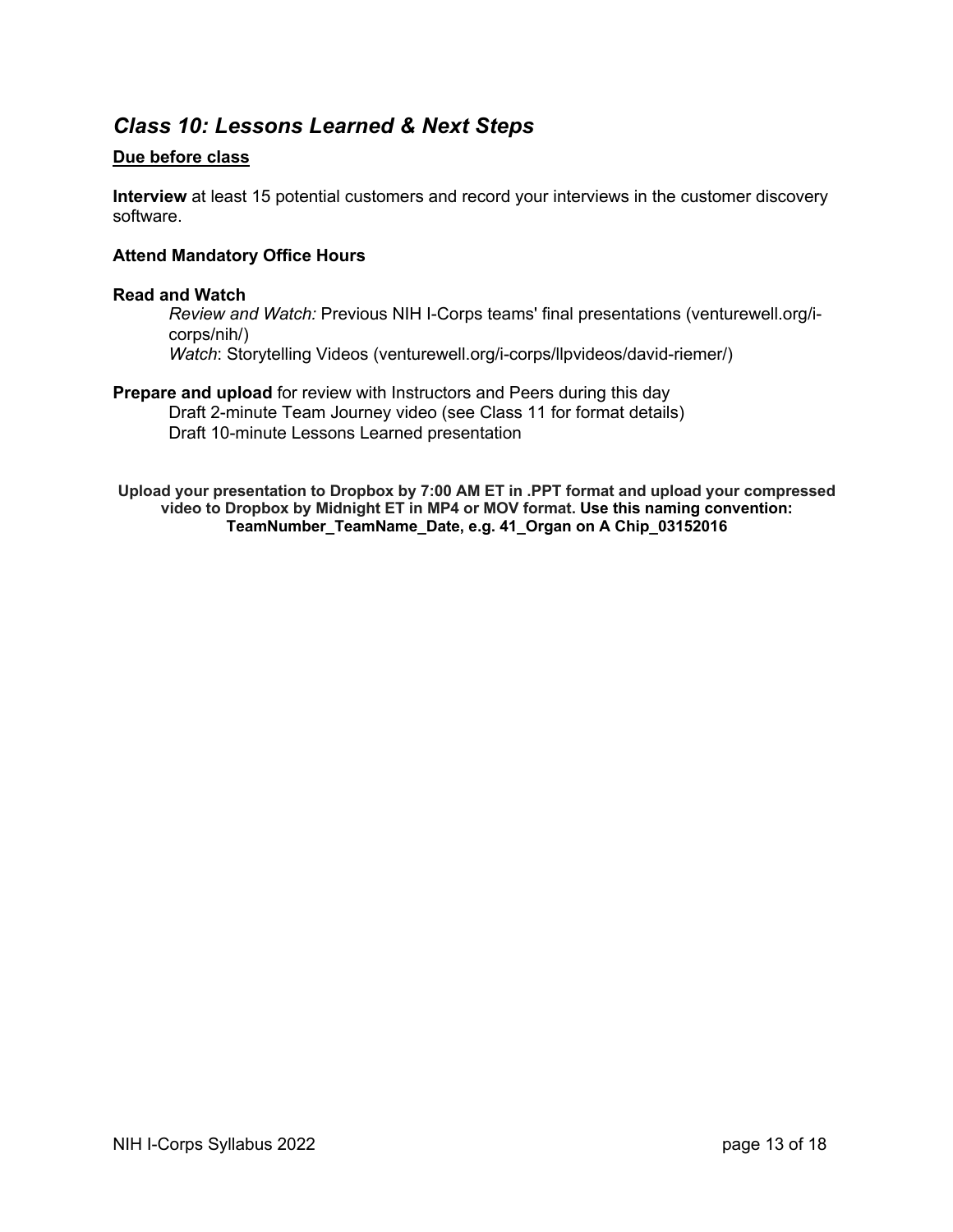## *Class 10: Lessons Learned & Next Steps*

**Due before class**

**Interview** at least 15 potential customers and record your interviews in the customer discovery software.

**Attend Mandatory Office Hours**

**Read and Watch**

*Review and Watch:* Previous NIH I-Corps teams' final presentations (venturewell.org/i-corps/nih/)
*Watch*: Storytelling Videos (venturewell.org/i-corps/llpvideos/david-riemer/)

**Prepare and upload** for review with Instructors and Peers during this day

Draft 2-minute Team Journey video (see Class 11 for format details)
Draft 10-minute Lessons Learned presentation

**Upload your presentation to Dropbox by 7:00 AM ET in .PPT format and upload your compressed video to Dropbox by Midnight ET in MP4 or MOV format. Use this naming convention: TeamNumber_TeamName_Date, e.g. 41_Organ on A Chip_03152016**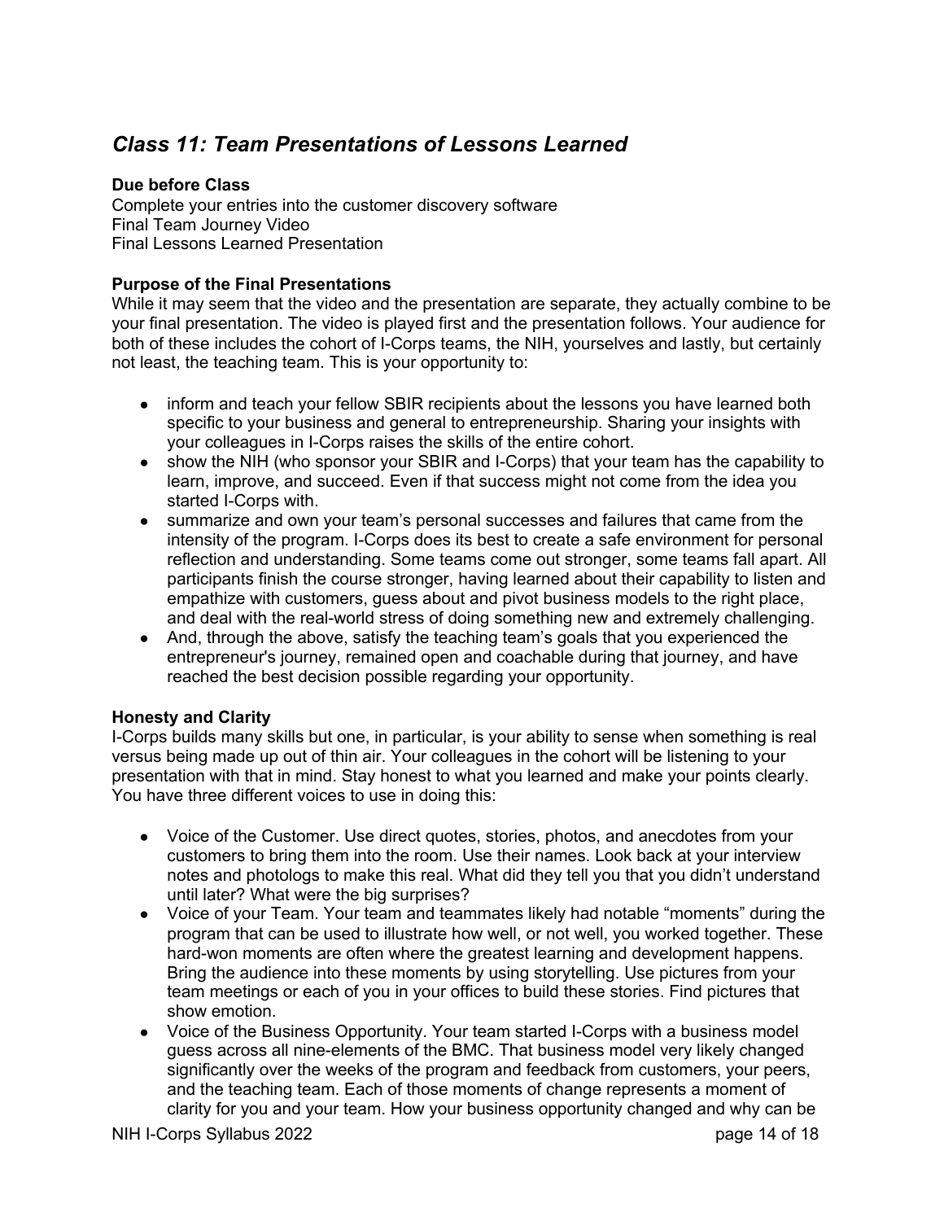## *Class 11: Team Presentations of Lessons Learned*

**Due before Class**

Complete your entries into the customer discovery software
Final Team Journey Video
Final Lessons Learned Presentation

**Purpose of the Final Presentations**

While it may seem that the video and the presentation are separate, they actually combine to be your final presentation. The video is played first and the presentation follows. Your audience for both of these includes the cohort of I-Corps teams, the NIH, yourselves and lastly, but certainly not least, the teaching team. This is your opportunity to:

- inform and teach your fellow SBIR recipients about the lessons you have learned both specific to your business and general to entrepreneurship. Sharing your insights with your colleagues in I-Corps raises the skills of the entire cohort.
- show the NIH (who sponsor your SBIR and I-Corps) that your team has the capability to learn, improve, and succeed. Even if that success might not come from the idea you started I-Corps with.
- summarize and own your team's personal successes and failures that came from the intensity of the program. I-Corps does its best to create a safe environment for personal reflection and understanding. Some teams come out stronger, some teams fall apart. All participants finish the course stronger, having learned about their capability to listen and empathize with customers, guess about and pivot business models to the right place, and deal with the real-world stress of doing something new and extremely challenging.
- And, through the above, satisfy the teaching team's goals that you experienced the entrepreneur's journey, remained open and coachable during that journey, and have reached the best decision possible regarding your opportunity.

**Honesty and Clarity**

I-Corps builds many skills but one, in particular, is your ability to sense when something is real versus being made up out of thin air. Your colleagues in the cohort will be listening to your presentation with that in mind. Stay honest to what you learned and make your points clearly. You have three different voices to use in doing this:

- Voice of the Customer. Use direct quotes, stories, photos, and anecdotes from your customers to bring them into the room. Use their names. Look back at your interview notes and photologs to make this real. What did they tell you that you didn't understand until later? What were the big surprises?
- Voice of your Team. Your team and teammates likely had notable "moments" during the program that can be used to illustrate how well, or not well, you worked together. These hard-won moments are often where the greatest learning and development happens. Bring the audience into these moments by using storytelling. Use pictures from your team meetings or each of you in your offices to build these stories. Find pictures that show emotion.
- Voice of the Business Opportunity. Your team started I-Corps with a business model guess across all nine-elements of the BMC. That business model very likely changed significantly over the weeks of the program and feedback from customers, your peers, and the teaching team. Each of those moments of change represents a moment of clarity for you and your team. How your business opportunity changed and why can be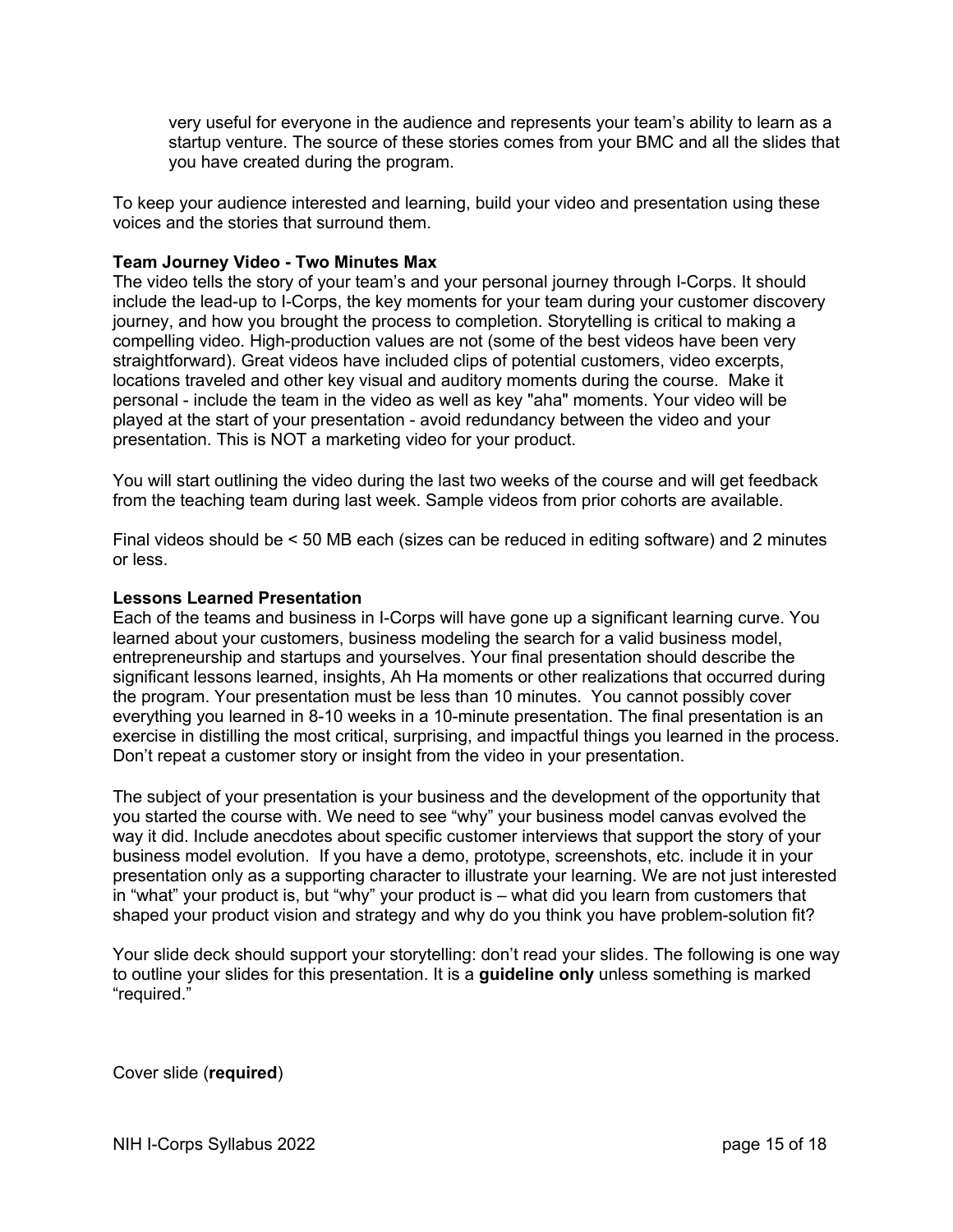very useful for everyone in the audience and represents your team's ability to learn as a startup venture. The source of these stories comes from your BMC and all the slides that you have created during the program.

To keep your audience interested and learning, build your video and presentation using these voices and the stories that surround them.

**Team Journey Video - Two Minutes Max**

The video tells the story of your team's and your personal journey through I-Corps. It should include the lead-up to I-Corps, the key moments for your team during your customer discovery journey, and how you brought the process to completion. Storytelling is critical to making a compelling video. High-production values are not (some of the best videos have been very straightforward). Great videos have included clips of potential customers, video excerpts, locations traveled and other key visual and auditory moments during the course. Make it personal - include the team in the video as well as key "aha" moments. Your video will be played at the start of your presentation - avoid redundancy between the video and your presentation. This is NOT a marketing video for your product.

You will start outlining the video during the last two weeks of the course and will get feedback from the teaching team during last week. Sample videos from prior cohorts are available.

Final videos should be < 50 MB each (sizes can be reduced in editing software) and 2 minutes or less.

**Lessons Learned Presentation**

Each of the teams and business in I-Corps will have gone up a significant learning curve. You learned about your customers, business modeling the search for a valid business model, entrepreneurship and startups and yourselves. Your final presentation should describe the significant lessons learned, insights, Ah Ha moments or other realizations that occurred during the program. Your presentation must be less than 10 minutes. You cannot possibly cover everything you learned in 8-10 weeks in a 10-minute presentation. The final presentation is an exercise in distilling the most critical, surprising, and impactful things you learned in the process. Don't repeat a customer story or insight from the video in your presentation.

The subject of your presentation is your business and the development of the opportunity that you started the course with. We need to see "why" your business model canvas evolved the way it did. Include anecdotes about specific customer interviews that support the story of your business model evolution. If you have a demo, prototype, screenshots, etc. include it in your presentation only as a supporting character to illustrate your learning. We are not just interested in "what" your product is, but "why" your product is – what did you learn from customers that shaped your product vision and strategy and why do you think you have problem-solution fit?

Your slide deck should support your storytelling: don't read your slides. The following is one way to outline your slides for this presentation. It is a **guideline only** unless something is marked "required."

Cover slide (**required**)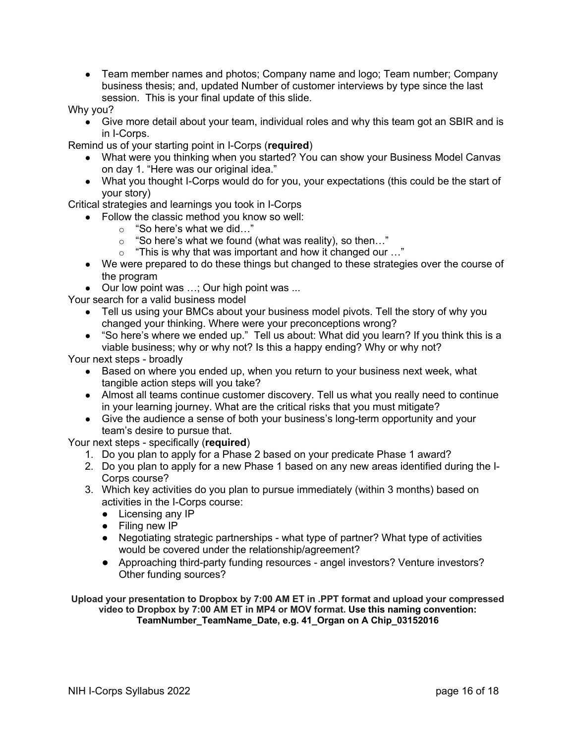- Team member names and photos; Company name and logo; Team number; Company business thesis; and, updated Number of customer interviews by type since the last session. This is your final update of this slide.

Why you?

- Give more detail about your team, individual roles and why this team got an SBIR and is in I-Corps.

Remind us of your starting point in I-Corps (**required**)

- What were you thinking when you started? You can show your Business Model Canvas on day 1. "Here was our original idea."
- What you thought I-Corps would do for you, your expectations (this could be the start of your story)

Critical strategies and learnings you took in I-Corps

- Follow the classic method you know so well:
  - "So here's what we did…"
  - "So here's what we found (what was reality), so then…"
  - "This is why that was important and how it changed our …"
- We were prepared to do these things but changed to these strategies over the course of the program
- Our low point was …; Our high point was ...

Your search for a valid business model

- Tell us using your BMCs about your business model pivots. Tell the story of why you changed your thinking. Where were your preconceptions wrong?
- "So here's where we ended up." Tell us about: What did you learn? If you think this is a viable business; why or why not? Is this a happy ending? Why or why not?

Your next steps - broadly

- Based on where you ended up, when you return to your business next week, what tangible action steps will you take?
- Almost all teams continue customer discovery. Tell us what you really need to continue in your learning journey. What are the critical risks that you must mitigate?
- Give the audience a sense of both your business's long-term opportunity and your team's desire to pursue that.

Your next steps - specifically (**required**)

1. Do you plan to apply for a Phase 2 based on your predicate Phase 1 award?
2. Do you plan to apply for a new Phase 1 based on any new areas identified during the I-Corps course?
3. Which key activities do you plan to pursue immediately (within 3 months) based on activities in the I-Corps course:
   - Licensing any IP
   - Filing new IP
   - Negotiating strategic partnerships - what type of partner? What type of activities would be covered under the relationship/agreement?
   - Approaching third-party funding resources - angel investors? Venture investors? Other funding sources?

**Upload your presentation to Dropbox by 7:00 AM ET in .PPT format and upload your compressed video to Dropbox by 7:00 AM ET in MP4 or MOV format. Use this naming convention: TeamNumber_TeamName_Date, e.g. 41_Organ on A Chip_03152016**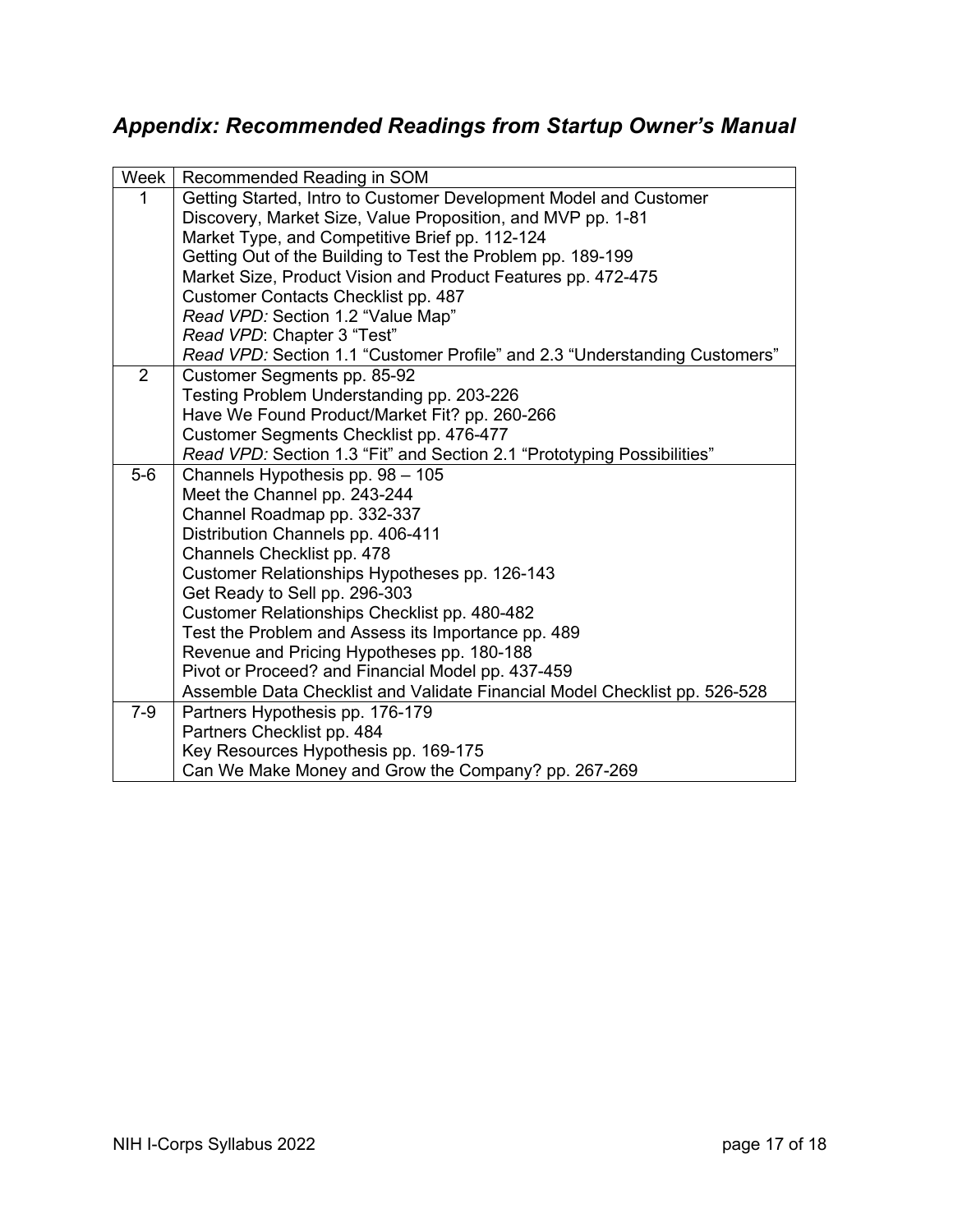## *Appendix: Recommended Readings from Startup Owner's Manual*

| Week | Recommended Reading in SOM |
|---|---|
| 1 | Getting Started, Intro to Customer Development Model and Customer Discovery, Market Size, Value Proposition, and MVP pp. 1-81<br>Market Type, and Competitive Brief pp. 112-124<br>Getting Out of the Building to Test the Problem pp. 189-199<br>Market Size, Product Vision and Product Features pp. 472-475<br>Customer Contacts Checklist pp. 487<br>*Read VPD:* Section 1.2 "Value Map"<br>*Read VPD*: Chapter 3 "Test"<br>*Read VPD:* Section 1.1 "Customer Profile" and 2.3 "Understanding Customers" |
| 2 | Customer Segments pp. 85-92<br>Testing Problem Understanding pp. 203-226<br>Have We Found Product/Market Fit? pp. 260-266<br>Customer Segments Checklist pp. 476-477<br>*Read VPD:* Section 1.3 "Fit" and Section 2.1 "Prototyping Possibilities" |
| 5-6 | Channels Hypothesis pp. 98 – 105<br>Meet the Channel pp. 243-244<br>Channel Roadmap pp. 332-337<br>Distribution Channels pp. 406-411<br>Channels Checklist pp. 478<br>Customer Relationships Hypotheses pp. 126-143<br>Get Ready to Sell pp. 296-303<br>Customer Relationships Checklist pp. 480-482<br>Test the Problem and Assess its Importance pp. 489<br>Revenue and Pricing Hypotheses pp. 180-188<br>Pivot or Proceed? and Financial Model pp. 437-459<br>Assemble Data Checklist and Validate Financial Model Checklist pp. 526-528 |
| 7-9 | Partners Hypothesis pp. 176-179<br>Partners Checklist pp. 484<br>Key Resources Hypothesis pp. 169-175<br>Can We Make Money and Grow the Company? pp. 267-269 |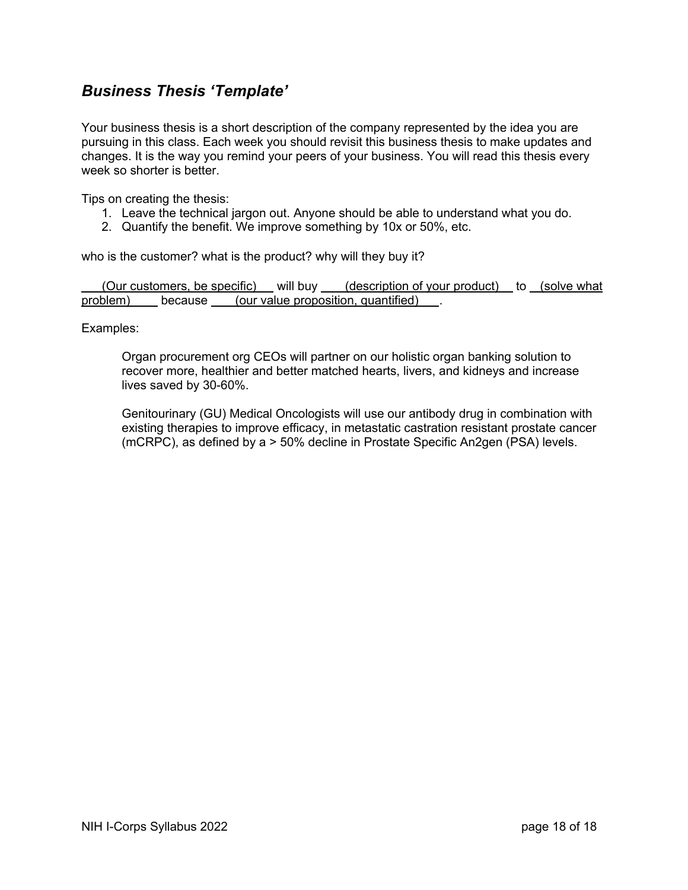## *Business Thesis 'Template'*

Your business thesis is a short description of the company represented by the idea you are pursuing in this class. Each week you should revisit this business thesis to make updates and changes. It is the way you remind your peers of your business. You will read this thesis every week so shorter is better.

Tips on creating the thesis:

1. Leave the technical jargon out. Anyone should be able to understand what you do.
2. Quantify the benefit. We improve something by 10x or 50%, etc.

who is the customer? what is the product? why will they buy it?

<u>(Our customers, be specific)</u> will buy <u>(description of your product)</u> to <u>(solve what problem)</u> because <u>(our value proposition, quantified)</u>.

Examples:

> Organ procurement org CEOs will partner on our holistic organ banking solution to recover more, healthier and better matched hearts, livers, and kidneys and increase lives saved by 30-60%.
>
> Genitourinary (GU) Medical Oncologists will use our antibody drug in combination with existing therapies to improve efficacy, in metastatic castration resistant prostate cancer (mCRPC), as defined by a > 50% decline in Prostate Specific An2gen (PSA) levels.